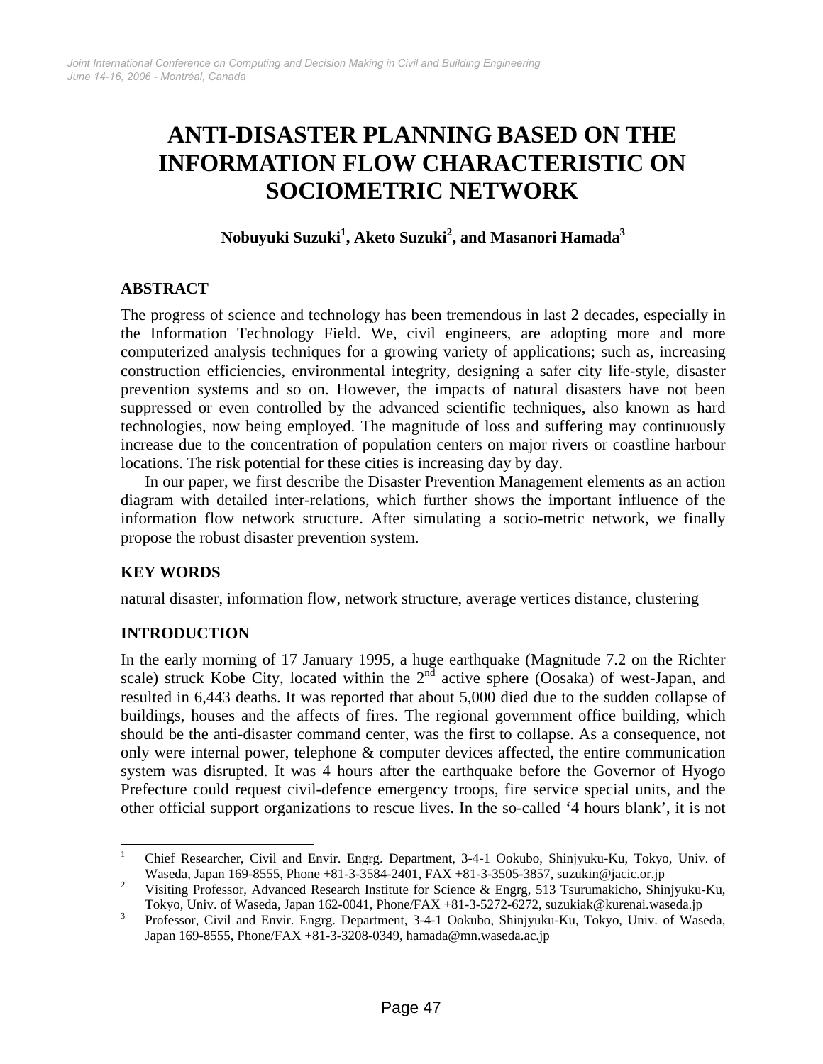# ANTI-DISASTER PLANNING BASED ON THE INFORMATION FLOW CHARACTERISTIC ON SOCIOMETRIC NETWORK

**Nobuyuki Suzuki[1], Aketo Suzuki[2], and Masanori Hamada[3]**

## ABSTRACT

The progress of science and technology has been tremendous in last 2 decades, especially in the Information Technology Field. We, civil engineers, are adopting more and more computerized analysis techniques for a growing variety of applications; such as, increasing construction efficiencies, environmental integrity, designing a safer city life-style, disaster prevention systems and so on. However, the impacts of natural disasters have not been suppressed or even controlled by the advanced scientific techniques, also known as hard technologies, now being employed. The magnitude of loss and suffering may continuously increase due to the concentration of population centers on major rivers or coastline harbour locations. The risk potential for these cities is increasing day by day.

In our paper, we first describe the Disaster Prevention Management elements as an action diagram with detailed inter-relations, which further shows the important influence of the information flow network structure. After simulating a socio-metric network, we finally propose the robust disaster prevention system.

## KEY WORDS

natural disaster, information flow, network structure, average vertices distance, clustering

## INTRODUCTION

In the early morning of 17 January 1995, a huge earthquake (Magnitude 7.2 on the Richter scale) struck Kobe City, located within the 2nd active sphere (Oosaka) of west-Japan, and resulted in 6,443 deaths. It was reported that about 5,000 died due to the sudden collapse of buildings, houses and the affects of fires. The regional government office building, which should be the anti-disaster command center, was the first to collapse. As a consequence, not only were internal power, telephone & computer devices affected, the entire communication system was disrupted. It was 4 hours after the earthquake before the Governor of Hyogo Prefecture could request civil-defence emergency troops, fire service special units, and the other official support organizations to rescue lives. In the so-called '4 hours blank', it is not

---

[1] Chief Researcher, Civil and Envir. Engrg. Department, 3-4-1 Ookubo, Shinjyuku-Ku, Tokyo, Univ. of Waseda, Japan 169-8555, Phone +81-3-3584-2401, FAX +81-3-3505-3857, suzukin@jacic.or.jp

[2] Visiting Professor, Advanced Research Institute for Science & Engrg, 513 Tsurumakicho, Shinjyuku-Ku, Tokyo, Univ. of Waseda, Japan 162-0041, Phone/FAX +81-3-5272-6272, suzukiak@kurenai.waseda.jp

[3] Professor, Civil and Envir. Engrg. Department, 3-4-1 Ookubo, Shinjyuku-Ku, Tokyo, Univ. of Waseda, Japan 169-8555, Phone/FAX +81-3-3208-0349, hamada@mn.waseda.ac.jp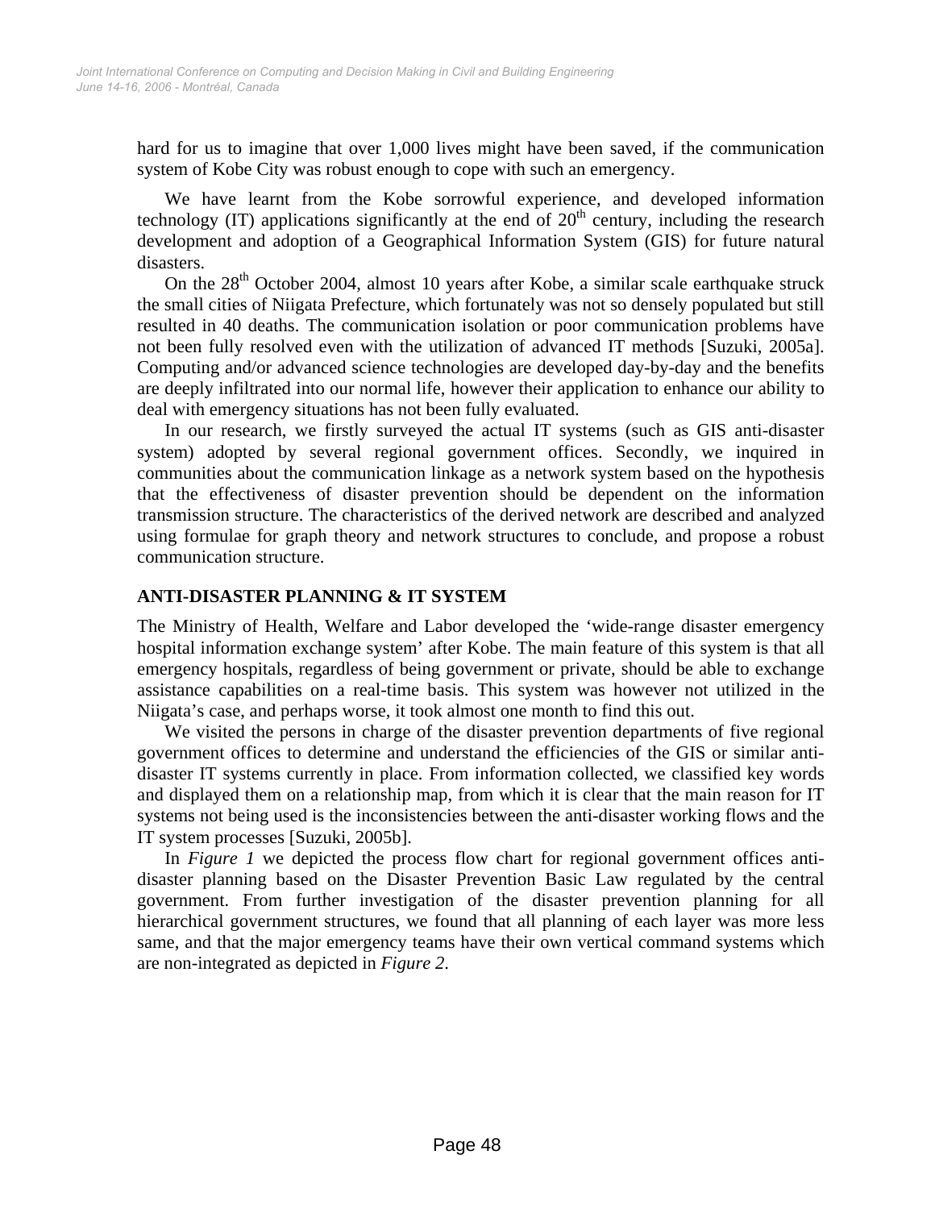hard for us to imagine that over 1,000 lives might have been saved, if the communication system of Kobe City was robust enough to cope with such an emergency.

We have learnt from the Kobe sorrowful experience, and developed information technology (IT) applications significantly at the end of 20th century, including the research development and adoption of a Geographical Information System (GIS) for future natural disasters.

On the 28th October 2004, almost 10 years after Kobe, a similar scale earthquake struck the small cities of Niigata Prefecture, which fortunately was not so densely populated but still resulted in 40 deaths. The communication isolation or poor communication problems have not been fully resolved even with the utilization of advanced IT methods [Suzuki, 2005a]. Computing and/or advanced science technologies are developed day-by-day and the benefits are deeply infiltrated into our normal life, however their application to enhance our ability to deal with emergency situations has not been fully evaluated.

In our research, we firstly surveyed the actual IT systems (such as GIS anti-disaster system) adopted by several regional government offices. Secondly, we inquired in communities about the communication linkage as a network system based on the hypothesis that the effectiveness of disaster prevention should be dependent on the information transmission structure. The characteristics of the derived network are described and analyzed using formulae for graph theory and network structures to conclude, and propose a robust communication structure.

## ANTI-DISASTER PLANNING & IT SYSTEM

The Ministry of Health, Welfare and Labor developed the 'wide-range disaster emergency hospital information exchange system' after Kobe. The main feature of this system is that all emergency hospitals, regardless of being government or private, should be able to exchange assistance capabilities on a real-time basis. This system was however not utilized in the Niigata's case, and perhaps worse, it took almost one month to find this out.

We visited the persons in charge of the disaster prevention departments of five regional government offices to determine and understand the efficiencies of the GIS or similar anti-disaster IT systems currently in place. From information collected, we classified key words and displayed them on a relationship map, from which it is clear that the main reason for IT systems not being used is the inconsistencies between the anti-disaster working flows and the IT system processes [Suzuki, 2005b].

In *Figure 1* we depicted the process flow chart for regional government offices anti-disaster planning based on the Disaster Prevention Basic Law regulated by the central government. From further investigation of the disaster prevention planning for all hierarchical government structures, we found that all planning of each layer was more less same, and that the major emergency teams have their own vertical command systems which are non-integrated as depicted in *Figure 2*.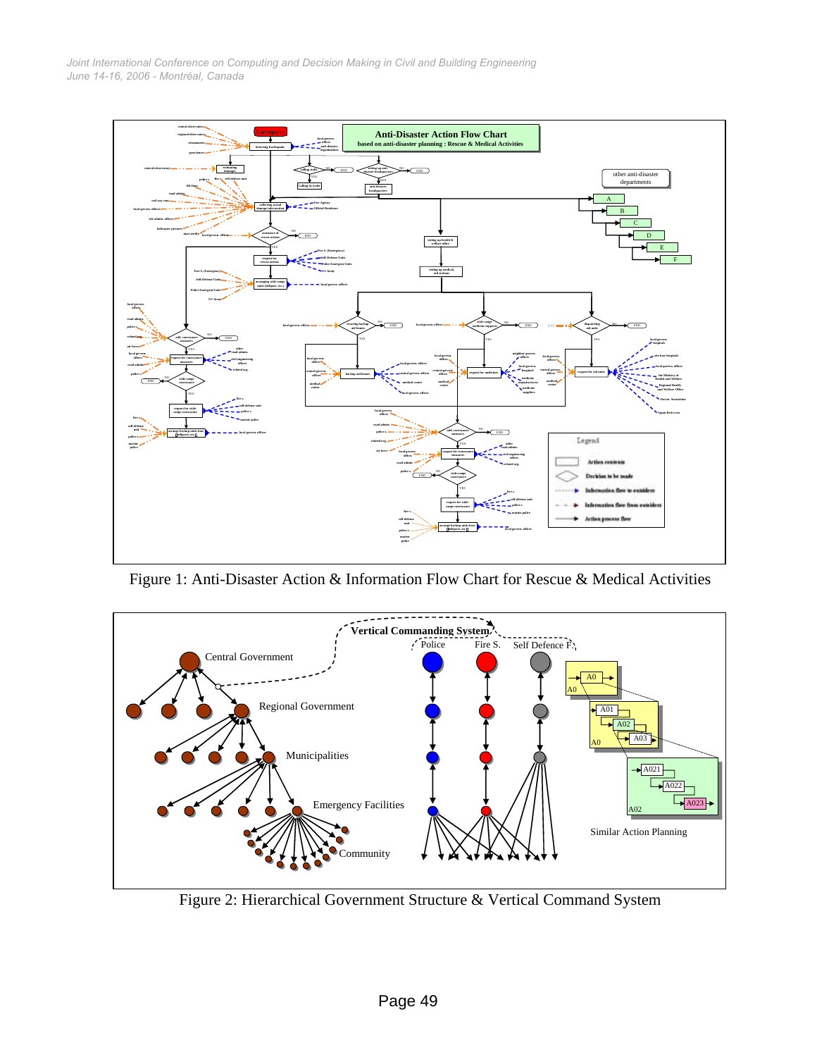Figure 1: Anti-Disaster Action & Information Flow Chart for Rescue & Medical Activities

Figure 2: Hierarchical Government Structure & Vertical Command System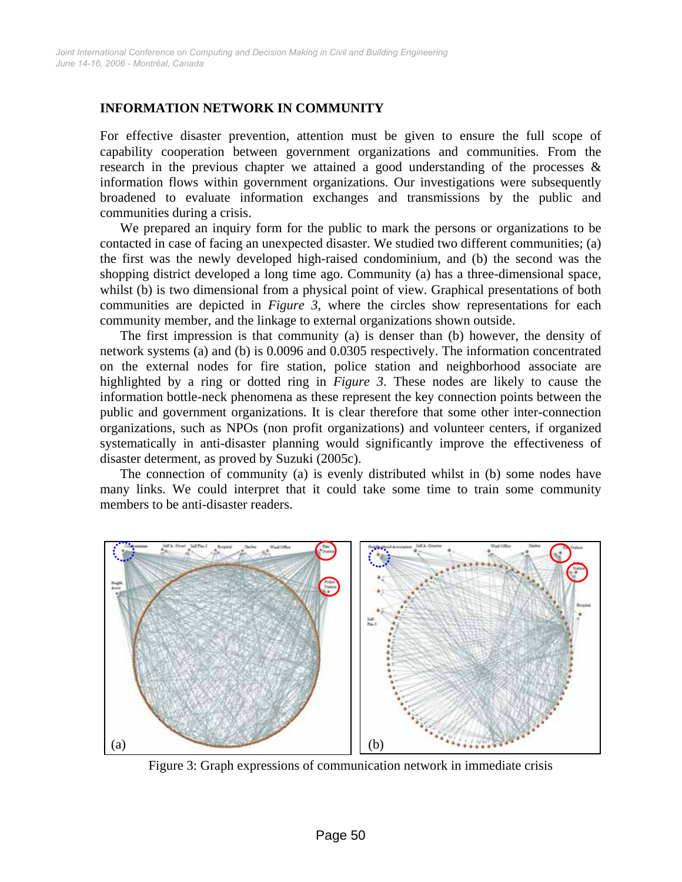## INFORMATION NETWORK IN COMMUNITY

For effective disaster prevention, attention must be given to ensure the full scope of capability cooperation between government organizations and communities. From the research in the previous chapter we attained a good understanding of the processes & information flows within government organizations. Our investigations were subsequently broadened to evaluate information exchanges and transmissions by the public and communities during a crisis.

We prepared an inquiry form for the public to mark the persons or organizations to be contacted in case of facing an unexpected disaster. We studied two different communities; (a) the first was the newly developed high-raised condominium, and (b) the second was the shopping district developed a long time ago. Community (a) has a three-dimensional space, whilst (b) is two dimensional from a physical point of view. Graphical presentations of both communities are depicted in *Figure 3*, where the circles show representations for each community member, and the linkage to external organizations shown outside.

The first impression is that community (a) is denser than (b) however, the density of network systems (a) and (b) is 0.0096 and 0.0305 respectively. The information concentrated on the external nodes for fire station, police station and neighborhood associate are highlighted by a ring or dotted ring in *Figure 3*. These nodes are likely to cause the information bottle-neck phenomena as these represent the key connection points between the public and government organizations. It is clear therefore that some other inter-connection organizations, such as NPOs (non profit organizations) and volunteer centers, if organized systematically in anti-disaster planning would significantly improve the effectiveness of disaster determent, as proved by Suzuki (2005c).

The connection of community (a) is evenly distributed whilst in (b) some nodes have many links. We could interpret that it could take some time to train some community members to be anti-disaster readers.

Figure 3: Graph expressions of communication network in immediate crisis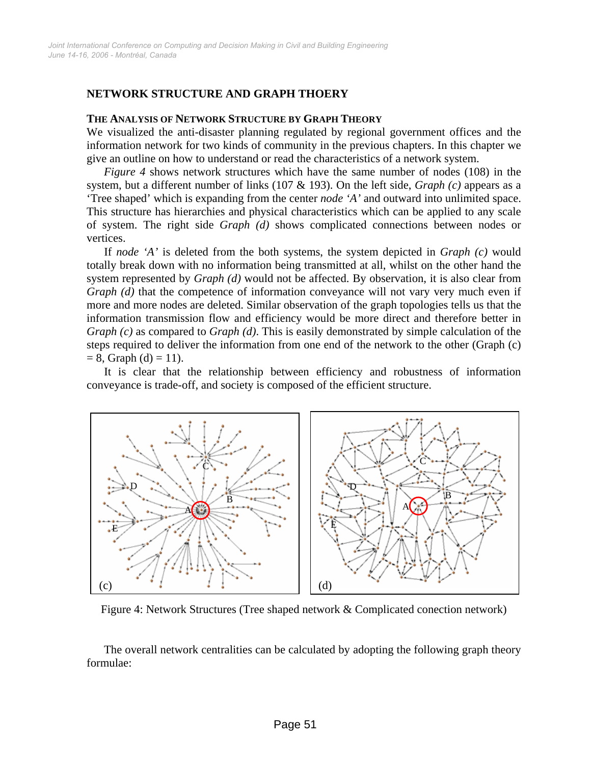## NETWORK STRUCTURE AND GRAPH THOERY

### THE ANALYSIS OF NETWORK STRUCTURE BY GRAPH THEORY

We visualized the anti-disaster planning regulated by regional government offices and the information network for two kinds of community in the previous chapters. In this chapter we give an outline on how to understand or read the characteristics of a network system.

*Figure 4* shows network structures which have the same number of nodes (108) in the system, but a different number of links (107 & 193). On the left side, *Graph (c)* appears as a 'Tree shaped' which is expanding from the center *node 'A'* and outward into unlimited space. This structure has hierarchies and physical characteristics which can be applied to any scale of system. The right side *Graph (d)* shows complicated connections between nodes or vertices.

If *node 'A'* is deleted from the both systems, the system depicted in *Graph (c)* would totally break down with no information being transmitted at all, whilst on the other hand the system represented by *Graph (d)* would not be affected. By observation, it is also clear from *Graph (d)* that the competence of information conveyance will not vary very much even if more and more nodes are deleted. Similar observation of the graph topologies tells us that the information transmission flow and efficiency would be more direct and therefore better in *Graph (c)* as compared to *Graph (d)*. This is easily demonstrated by simple calculation of the steps required to deliver the information from one end of the network to the other (Graph (c) = 8, Graph (d) = 11).

It is clear that the relationship between efficiency and robustness of information conveyance is trade-off, and society is composed of the efficient structure.

Figure 4: Network Structures (Tree shaped network & Complicated conection network)

The overall network centralities can be calculated by adopting the following graph theory formulae: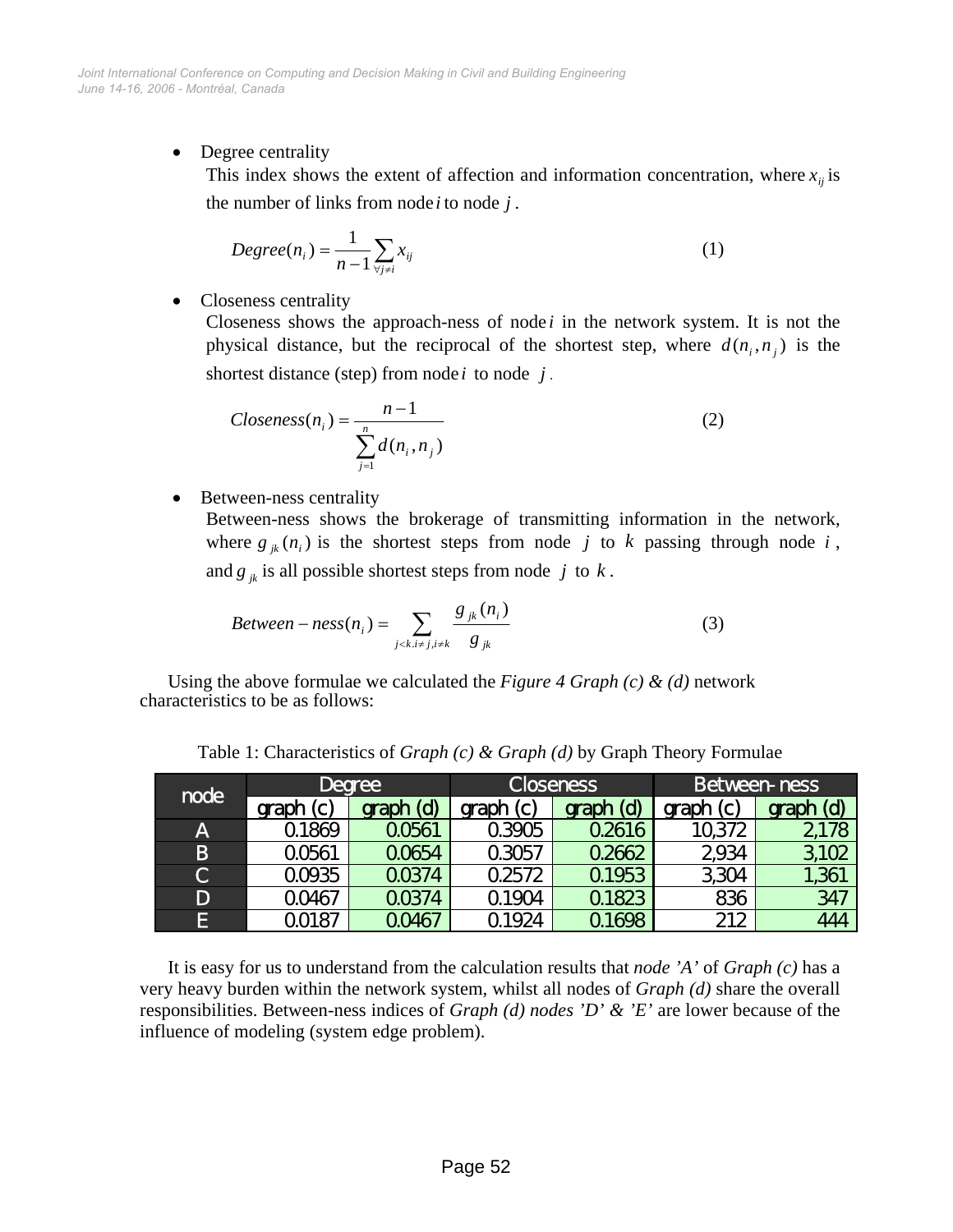- Degree centrality

  This index shows the extent of affection and information concentration, where $x_{ij}$ is the number of links from node $i$ to node $j$.

$$Degree(n_i) = \frac{1}{n-1}\sum_{\forall j \neq i} x_{ij} \tag{1}$$

- Closeness centrality

  Closeness shows the approach-ness of node $i$ in the network system. It is not the physical distance, but the reciprocal of the shortest step, where $d(n_i, n_j)$ is the shortest distance (step) from node $i$ to node $j$.

$$Closeness(n_i) = \frac{n-1}{\sum_{j=1}^{n} d(n_i, n_j)} \tag{2}$$

- Between-ness centrality

  Between-ness shows the brokerage of transmitting information in the network, where $g_{jk}(n_i)$ is the shortest steps from node $j$ to $k$ passing through node $i$, and $g_{jk}$ is all possible shortest steps from node $j$ to $k$.

$$Between-ness(n_i) = \sum_{j<k.i\neq j,i\neq k} \frac{g_{jk}(n_i)}{g_{jk}} \tag{3}$$

Using the above formulae we calculated the *Figure 4 Graph (c) & (d)* network characteristics to be as follows:

Table 1: Characteristics of *Graph (c) & Graph (d)* by Graph Theory Formulae

| node | Degree | | Closeness | | Between-ness | |
|---|---|---|---|---|---|---|
| | graph (c) | graph (d) | graph (c) | graph (d) | graph (c) | graph (d) |
| A | 0.1869 | 0.0561 | 0.3905 | 0.2616 | 10,372 | 2,178 |
| B | 0.0561 | 0.0654 | 0.3057 | 0.2662 | 2,934 | 3,102 |
| C | 0.0935 | 0.0374 | 0.2572 | 0.1953 | 3,304 | 1,361 |
| D | 0.0467 | 0.0374 | 0.1904 | 0.1823 | 836 | 347 |
| E | 0.0187 | 0.0467 | 0.1924 | 0.1698 | 212 | 444 |

It is easy for us to understand from the calculation results that *node 'A'* of *Graph (c)* has a very heavy burden within the network system, whilst all nodes of *Graph (d)* share the overall responsibilities. Between-ness indices of *Graph (d) nodes 'D' & 'E'* are lower because of the influence of modeling (system edge problem).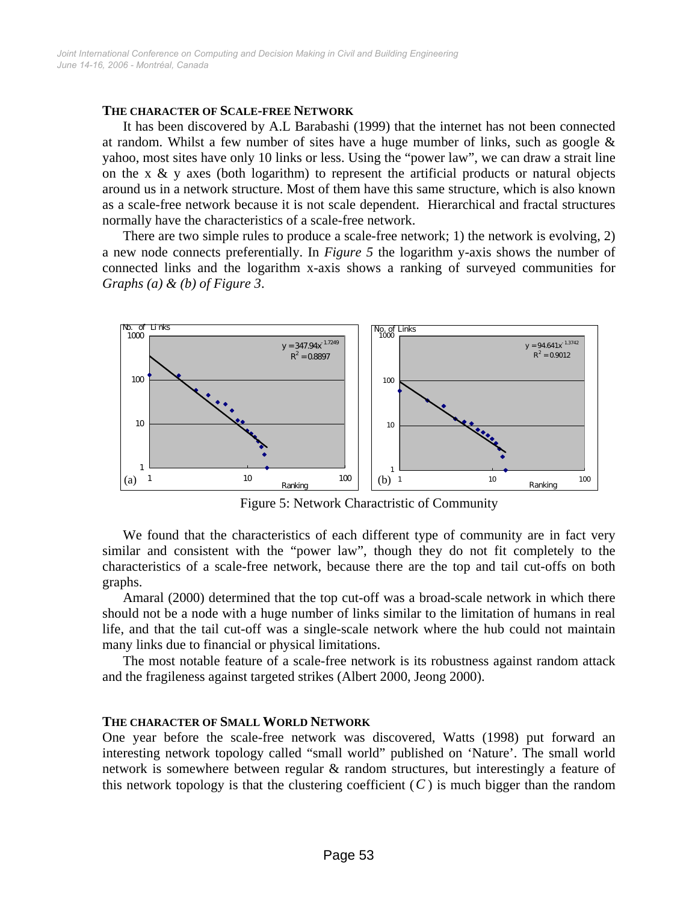### THE CHARACTER OF SCALE-FREE NETWORK

It has been discovered by A.L Barabashi (1999) that the internet has not been connected at random. Whilst a few number of sites have a huge mumber of links, such as google & yahoo, most sites have only 10 links or less. Using the "power law", we can draw a strait line on the x & y axes (both logarithm) to represent the artificial products or natural objects around us in a network structure. Most of them have this same structure, which is also known as a scale-free network because it is not scale dependent. Hierarchical and fractal structures normally have the characteristics of a scale-free network.

There are two simple rules to produce a scale-free network; 1) the network is evolving, 2) a new node connects preferentially. In *Figure 5* the logarithm y-axis shows the number of connected links and the logarithm x-axis shows a ranking of surveyed communities for *Graphs (a) & (b) of Figure 3*.

(a) $y = 347.94x^{-1.7249}$, $R^2 = 0.8897$

(b) $y = 94.641x^{-1.3742}$, $R^2 = 0.9012$

Figure 5: Network Charactristic of Community

We found that the characteristics of each different type of community are in fact very similar and consistent with the "power law", though they do not fit completely to the characteristics of a scale-free network, because there are the top and tail cut-offs on both graphs.

Amaral (2000) determined that the top cut-off was a broad-scale network in which there should not be a node with a huge number of links similar to the limitation of humans in real life, and that the tail cut-off was a single-scale network where the hub could not maintain many links due to financial or physical limitations.

The most notable feature of a scale-free network is its robustness against random attack and the fragileness against targeted strikes (Albert 2000, Jeong 2000).

### THE CHARACTER OF SMALL WORLD NETWORK

One year before the scale-free network was discovered, Watts (1998) put forward an interesting network topology called "small world" published on 'Nature'. The small world network is somewhere between regular & random structures, but interestingly a feature of this network topology is that the clustering coefficient ($C$) is much bigger than the random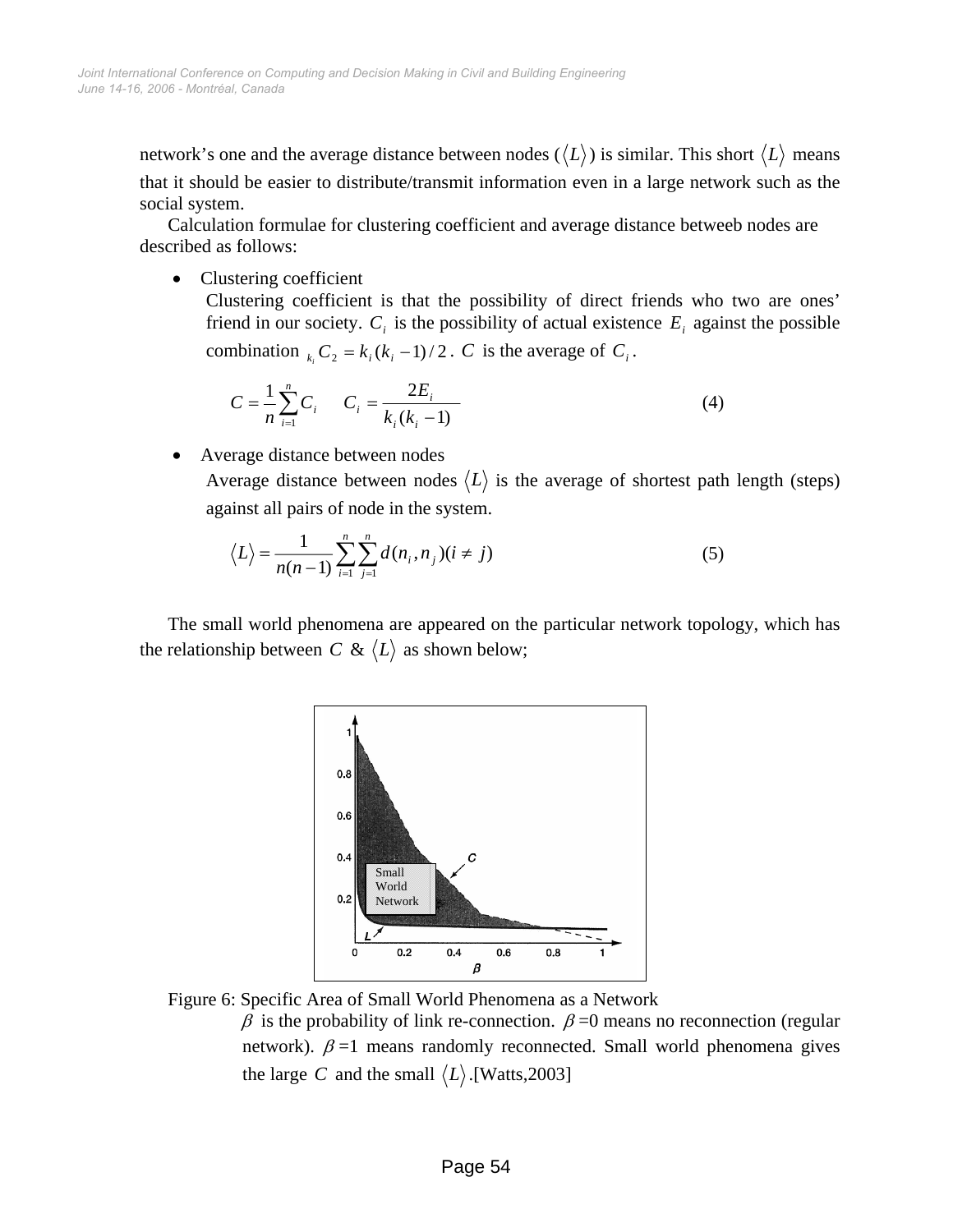network's one and the average distance between nodes ($\langle L \rangle$) is similar. This short $\langle L \rangle$ means that it should be easier to distribute/transmit information even in a large network such as the social system.

Calculation formulae for clustering coefficient and average distance betweeb nodes are described as follows:

- Clustering coefficient

  Clustering coefficient is that the possibility of direct friends who two are ones' friend in our society. $C_i$ is the possibility of actual existence $E_i$ against the possible combination ${}_{k_i}C_2 = k_i(k_i - 1)/2$. $C$ is the average of $C_i$.

$$C = \frac{1}{n}\sum_{i=1}^{n} C_i \qquad C_i = \frac{2E_i}{k_i(k_i - 1)} \tag{4}$$

- Average distance between nodes

  Average distance between nodes $\langle L \rangle$ is the average of shortest path length (steps) against all pairs of node in the system.

$$\langle L \rangle = \frac{1}{n(n-1)}\sum_{i=1}^{n}\sum_{j=1}^{n} d(n_i, n_j)(i \neq j) \tag{5}$$

The small world phenomena are appeared on the particular network topology, which has the relationship between $C$ & $\langle L \rangle$ as shown below;

Figure 6: Specific Area of Small World Phenomena as a Network

$\beta$ is the probability of link re-connection. $\beta$=0 means no reconnection (regular network). $\beta$=1 means randomly reconnected. Small world phenomena gives the large $C$ and the small $\langle L \rangle$.[Watts,2003]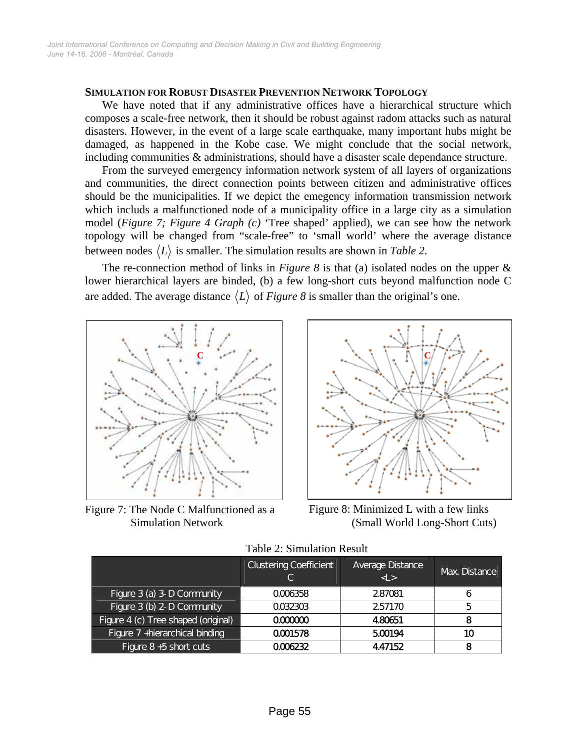### SIMULATION FOR ROBUST DISASTER PREVENTION NETWORK TOPOLOGY

We have noted that if any administrative offices have a hierarchical structure which composes a scale-free network, then it should be robust against radom attacks such as natural disasters. However, in the event of a large scale earthquake, many important hubs might be damaged, as happened in the Kobe case. We might conclude that the social network, including communities & administrations, should have a disaster scale dependance structure.

From the surveyed emergency information network system of all layers of organizations and communities, the direct connection points between citizen and administrative offices should be the municipalities. If we depict the emegency information transmission network which includs a malfunctioned node of a municipality office in a large city as a simulation model (*Figure 7; Figure 4 Graph (c)* 'Tree shaped' applied), we can see how the network topology will be changed from "scale-free" to 'small world' where the average distance between nodes $\langle L \rangle$ is smaller. The simulation results are shown in *Table 2*.

The re-connection method of links in *Figure 8* is that (a) isolated nodes on the upper & lower hierarchical layers are binded, (b) a few long-short cuts beyond malfunction node C are added. The average distance $\langle L \rangle$ of *Figure 8* is smaller than the original's one.

Figure 7: The Node C Malfunctioned as a Simulation Network

Figure 8: Minimized L with a few links (Small World Long-Short Cuts)

Table 2: Simulation Result

| | Clustering Coefficient C | Average Distance <L> | Max. Distance |
|---|---|---|---|
| Figure 3 (a) 3-D Community | 0.006358 | 2.87081 | 6 |
| Figure 3 (b) 2-D Community | 0.032303 | 2.57170 | 5 |
| Figure 4 (c) Tree shaped (original) | 0.000000 | 4.80651 | 8 |
| Figure 7 +hierarchical binding | 0.001578 | 5.00194 | 10 |
| Figure 8 +5 short cuts | 0.006232 | 4.47152 | 8 |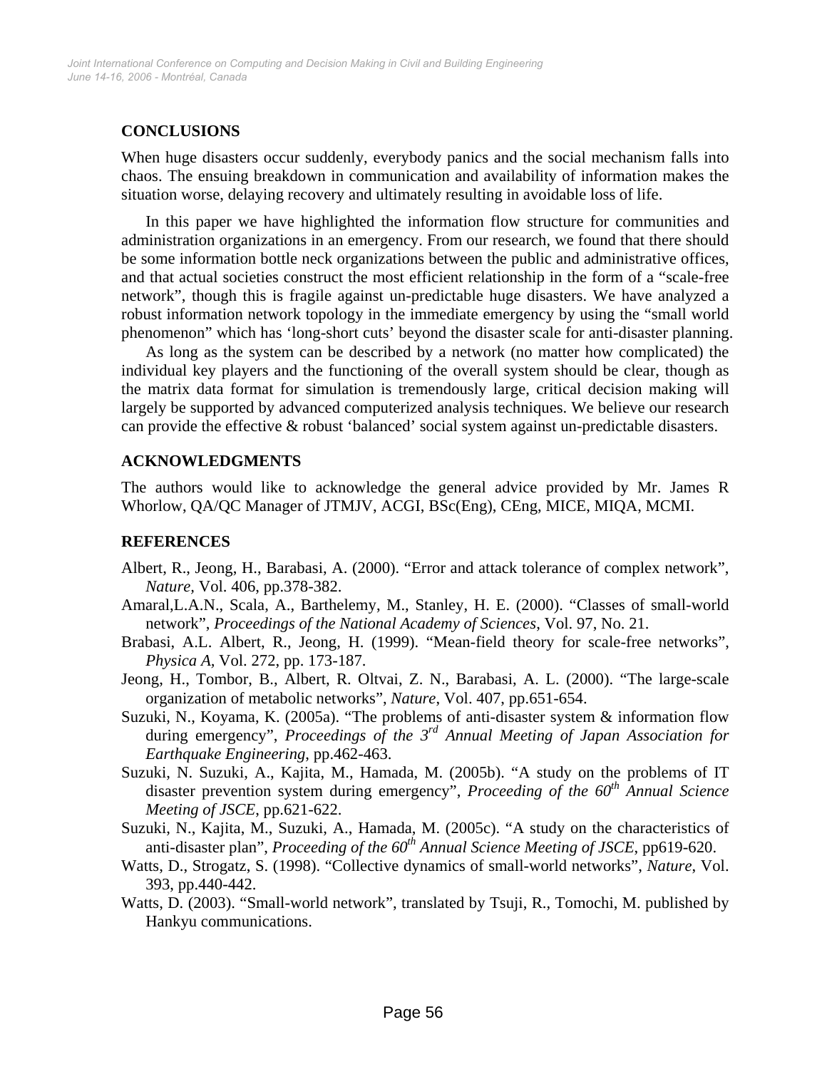## CONCLUSIONS

When huge disasters occur suddenly, everybody panics and the social mechanism falls into chaos. The ensuing breakdown in communication and availability of information makes the situation worse, delaying recovery and ultimately resulting in avoidable loss of life.

In this paper we have highlighted the information flow structure for communities and administration organizations in an emergency. From our research, we found that there should be some information bottle neck organizations between the public and administrative offices, and that actual societies construct the most efficient relationship in the form of a "scale-free network", though this is fragile against un-predictable huge disasters. We have analyzed a robust information network topology in the immediate emergency by using the "small world phenomenon" which has 'long-short cuts' beyond the disaster scale for anti-disaster planning.

As long as the system can be described by a network (no matter how complicated) the individual key players and the functioning of the overall system should be clear, though as the matrix data format for simulation is tremendously large, critical decision making will largely be supported by advanced computerized analysis techniques. We believe our research can provide the effective & robust 'balanced' social system against un-predictable disasters.

## ACKNOWLEDGMENTS

The authors would like to acknowledge the general advice provided by Mr. James R Whorlow, QA/QC Manager of JTMJV, ACGI, BSc(Eng), CEng, MICE, MIQA, MCMI.

## REFERENCES

Albert, R., Jeong, H., Barabasi, A. (2000). "Error and attack tolerance of complex network", *Nature*, Vol. 406, pp.378-382.

Amaral,L.A.N., Scala, A., Barthelemy, M., Stanley, H. E. (2000). "Classes of small-world network", *Proceedings of the National Academy of Sciences*, Vol. 97, No. 21.

Brabasi, A.L. Albert, R., Jeong, H. (1999). "Mean-field theory for scale-free networks", *Physica A*, Vol. 272, pp. 173-187.

Jeong, H., Tombor, B., Albert, R. Oltvai, Z. N., Barabasi, A. L. (2000). "The large-scale organization of metabolic networks", *Nature*, Vol. 407, pp.651-654.

Suzuki, N., Koyama, K. (2005a). "The problems of anti-disaster system & information flow during emergency", *Proceedings of the 3rd Annual Meeting of Japan Association for Earthquake Engineering*, pp.462-463.

Suzuki, N. Suzuki, A., Kajita, M., Hamada, M. (2005b). "A study on the problems of IT disaster prevention system during emergency", *Proceeding of the 60th Annual Science Meeting of JSCE*, pp.621-622.

Suzuki, N., Kajita, M., Suzuki, A., Hamada, M. (2005c). "A study on the characteristics of anti-disaster plan", *Proceeding of the 60th Annual Science Meeting of JSCE*, pp619-620.

Watts, D., Strogatz, S. (1998). "Collective dynamics of small-world networks", *Nature*, Vol. 393, pp.440-442.

Watts, D. (2003). "Small-world network", translated by Tsuji, R., Tomochi, M. published by Hankyu communications.